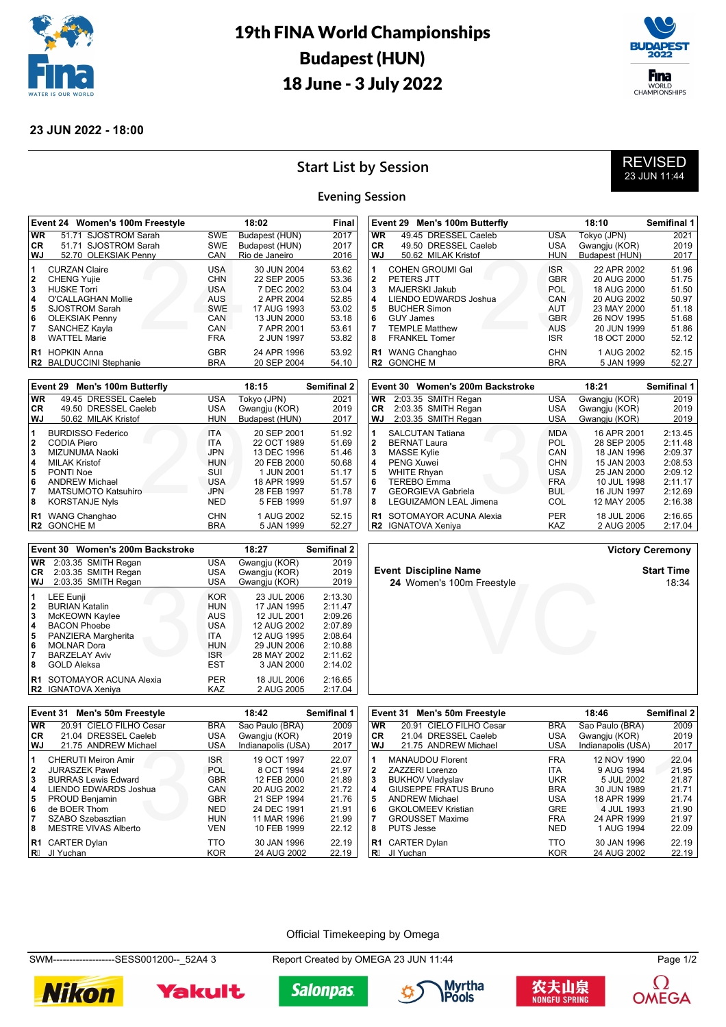# 19th FINA World Championships
# Budapest (HUN)
# 18 June - 3 July 2022

**23 JUN 2022 - 18:00**

## Start List by Session

REVISED 23 JUN 11:44

### Evening Session

**Event 24 Women's 100m Freestyle** — 18:02 — Final

| | | | | | |
|---|---|---|---|---|---|
| WR | 51.71 SJOSTROM Sarah | SWE | Budapest (HUN) | 2017 | |
| CR | 51.71 SJOSTROM Sarah | SWE | Budapest (HUN) | 2017 | |
| WJ | 52.70 OLEKSIAK Penny | CAN | Rio de Janeiro | 2016 | |
| 1 | CURZAN Claire | USA | 30 JUN 2004 | 53.62 | |
| 2 | CHENG Yujie | CHN | 22 SEP 2005 | 53.36 | |
| 3 | HUSKE Torri | USA | 7 DEC 2002 | 53.04 | |
| 4 | O'CALLAGHAN Mollie | AUS | 2 APR 2004 | 52.85 | |
| 5 | SJOSTROM Sarah | SWE | 17 AUG 1993 | 53.02 | |
| 6 | OLEKSIAK Penny | CAN | 13 JUN 2000 | 53.18 | |
| 7 | SANCHEZ Kayla | CAN | 7 APR 2001 | 53.61 | |
| 8 | WATTEL Marie | FRA | 2 JUN 1997 | 53.82 | |
| R1 | HOPKIN Anna | GBR | 24 APR 1996 | 53.92 | |
| R2 | BALDUCCINI Stephanie | BRA | 20 SEP 2004 | 54.10 | |

**Event 29 Men's 100m Butterfly** — 18:10 — Semifinal 1

| | | | | | |
|---|---|---|---|---|---|
| WR | 49.45 DRESSEL Caeleb | USA | Tokyo (JPN) | 2021 | |
| CR | 49.50 DRESSEL Caeleb | USA | Gwangju (KOR) | 2019 | |
| WJ | 50.62 MILAK Kristof | HUN | Budapest (HUN) | 2017 | |
| 1 | COHEN GROUMI Gal | ISR | 22 APR 2002 | 51.96 | |
| 2 | PETERS JTT | GBR | 20 AUG 2000 | 51.75 | |
| 3 | MAJERSKI Jakub | POL | 18 AUG 2000 | 51.50 | |
| 4 | LIENDO EDWARDS Joshua | CAN | 20 AUG 2002 | 50.97 | |
| 5 | BUCHER Simon | AUT | 23 MAY 2000 | 51.18 | |
| 6 | GUY James | GBR | 26 NOV 1995 | 51.68 | |
| 7 | TEMPLE Matthew | AUS | 20 JUN 1999 | 51.86 | |
| 8 | FRANKEL Tomer | ISR | 18 OCT 2000 | 52.12 | |
| R1 | WANG Changhao | CHN | 1 AUG 2002 | 52.15 | |
| R2 | GONCHE M | BRA | 5 JAN 1999 | 52.27 | |

**Event 29 Men's 100m Butterfly** — 18:15 — Semifinal 2

| | | | | | |
|---|---|---|---|---|---|
| WR | 49.45 DRESSEL Caeleb | USA | Tokyo (JPN) | 2021 | |
| CR | 49.50 DRESSEL Caeleb | USA | Gwangju (KOR) | 2019 | |
| WJ | 50.62 MILAK Kristof | HUN | Budapest (HUN) | 2017 | |
| 1 | BURDISSO Federico | ITA | 20 SEP 2001 | 51.92 | |
| 2 | CODIA Piero | ITA | 22 OCT 1989 | 51.69 | |
| 3 | MIZUNUMA Naoki | JPN | 13 DEC 1996 | 51.46 | |
| 4 | MILAK Kristof | HUN | 20 FEB 2000 | 50.68 | |
| 5 | PONTI Noe | SUI | 1 JUN 2001 | 51.17 | |
| 6 | ANDREW Michael | USA | 18 APR 1999 | 51.57 | |
| 7 | MATSUMOTO Katsuhiro | JPN | 28 FEB 1997 | 51.78 | |
| 8 | KORSTANJE Nyls | NED | 5 FEB 1999 | 51.97 | |
| R1 | WANG Changhao | CHN | 1 AUG 2002 | 52.15 | |
| R2 | GONCHE M | BRA | 5 JAN 1999 | 52.27 | |

**Event 30 Women's 200m Backstroke** — 18:21 — Semifinal 1

| | | | | | |
|---|---|---|---|---|---|
| WR | 2:03.35 SMITH Regan | USA | Gwangju (KOR) | 2019 | |
| CR | 2:03.35 SMITH Regan | USA | Gwangju (KOR) | 2019 | |
| WJ | 2:03.35 SMITH Regan | USA | Gwangju (KOR) | 2019 | |
| 1 | SALCUTAN Tatiana | MDA | 16 APR 2001 | 2:13.45 | |
| 2 | BERNAT Laura | POL | 28 SEP 2005 | 2:11.48 | |
| 3 | MASSE Kylie | CAN | 18 JAN 1996 | 2:09.37 | |
| 4 | PENG Xuwei | CHN | 15 JAN 2003 | 2:08.53 | |
| 5 | WHITE Rhyan | USA | 25 JAN 2000 | 2:09.12 | |
| 6 | TEREBO Emma | FRA | 10 JUL 1998 | 2:11.17 | |
| 7 | GEORGIEVA Gabriela | BUL | 16 JUN 1997 | 2:12.69 | |
| 8 | LEGUIZAMON LEAL Jimena | COL | 12 MAY 2005 | 2:16.38 | |
| R1 | SOTOMAYOR ACUNA Alexia | PER | 18 JUL 2006 | 2:16.65 | |
| R2 | IGNATOVA Xeniya | KAZ | 2 AUG 2005 | 2:17.04 | |

**Event 30 Women's 200m Backstroke** — 18:27 — Semifinal 2

| | | | | | |
|---|---|---|---|---|---|
| WR | 2:03.35 SMITH Regan | USA | Gwangju (KOR) | 2019 | |
| CR | 2:03.35 SMITH Regan | USA | Gwangju (KOR) | 2019 | |
| WJ | 2:03.35 SMITH Regan | USA | Gwangju (KOR) | 2019 | |
| 1 | LEE Eunji | KOR | 23 JUL 2006 | 2:13.30 | |
| 2 | BURIAN Katalin | HUN | 17 JAN 1995 | 2:11.47 | |
| 3 | McKEOWN Kaylee | AUS | 12 JUL 2001 | 2:09.26 | |
| 4 | BACON Phoebe | USA | 12 AUG 2002 | 2:07.89 | |
| 5 | PANZIERA Margherita | ITA | 12 AUG 1995 | 2:08.64 | |
| 6 | MOLNAR Dora | HUN | 29 JUN 2006 | 2:10.88 | |
| 7 | BARZELAY Aviv | ISR | 28 MAY 2002 | 2:11.62 | |
| 8 | GOLD Aleksa | EST | 3 JAN 2000 | 2:14.02 | |
| R1 | SOTOMAYOR ACUNA Alexia | PER | 18 JUL 2006 | 2:16.65 | |
| R2 | IGNATOVA Xeniya | KAZ | 2 AUG 2005 | 2:17.04 | |

**Victory Ceremony**

| Event | Discipline Name | Start Time |
|---|---|---|
| 24 | Women's 100m Freestyle | 18:34 |

**Event 31 Men's 50m Freestyle** — 18:42 — Semifinal 1

| | | | | | |
|---|---|---|---|---|---|
| WR | 20.91 CIELO FILHO Cesar | BRA | Sao Paulo (BRA) | 2009 | |
| CR | 21.04 DRESSEL Caeleb | USA | Gwangju (KOR) | 2019 | |
| WJ | 21.75 ANDREW Michael | USA | Indianapolis (USA) | 2017 | |
| 1 | CHERUTI Meiron Amir | ISR | 19 OCT 1997 | 22.07 | |
| 2 | JURASZEK Pawel | POL | 8 OCT 1994 | 21.97 | |
| 3 | BURRAS Lewis Edward | GBR | 12 FEB 2000 | 21.89 | |
| 4 | LIENDO EDWARDS Joshua | CAN | 20 AUG 2002 | 21.72 | |
| 5 | PROUD Benjamin | GBR | 21 SEP 1994 | 21.76 | |
| 6 | de BOER Thom | NED | 24 DEC 1991 | 21.91 | |
| 7 | SZABO Szebasztian | HUN | 11 MAR 1996 | 21.99 | |
| 8 | MESTRE VIVAS Alberto | VEN | 10 FEB 1999 | 22.12 | |
| R1 | CARTER Dylan | TTO | 30 JAN 1996 | 22.19 | |
| R | JI Yuchan | KOR | 24 AUG 2002 | 22.19 | |

**Event 31 Men's 50m Freestyle** — 18:46 — Semifinal 2

| | | | | | |
|---|---|---|---|---|---|
| WR | 20.91 CIELO FILHO Cesar | BRA | Sao Paulo (BRA) | 2009 | |
| CR | 21.04 DRESSEL Caeleb | USA | Gwangju (KOR) | 2019 | |
| WJ | 21.75 ANDREW Michael | USA | Indianapolis (USA) | 2017 | |
| 1 | MANAUDOU Florent | FRA | 12 NOV 1990 | 22.04 | |
| 2 | ZAZZERI Lorenzo | ITA | 9 AUG 1994 | 21.95 | |
| 3 | BUKHOV Vladyslav | UKR | 5 JUL 2002 | 21.87 | |
| 4 | GIUSEPPE FRATUS Bruno | BRA | 30 JUN 1989 | 21.71 | |
| 5 | ANDREW Michael | USA | 18 APR 1999 | 21.74 | |
| 6 | GKOLOMEEV Kristian | GRE | 4 JUL 1993 | 21.90 | |
| 7 | GROUSSET Maxime | FRA | 24 APR 1999 | 21.97 | |
| 8 | PUTS Jesse | NED | 1 AUG 1994 | 22.09 | |
| R1 | CARTER Dylan | TTO | 30 JAN 1996 | 22.19 | |
| R | JI Yuchan | KOR | 24 AUG 2002 | 22.19 | |

Official Timekeeping by Omega

SWM-------------------SESS001200--_52A4 3 — Report Created by OMEGA 23 JUN 11:44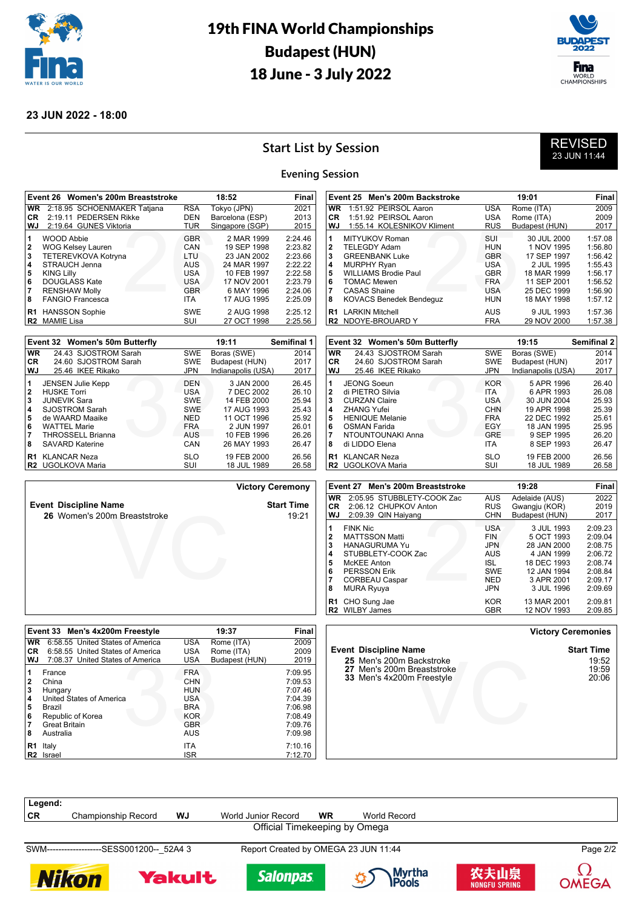# 19th FINA World Championships

## Budapest (HUN)

## 18 June - 3 July 2022

**23 JUN 2022 - 18:00**

## Start List by Session

REVISED 23 JUN 11:44

### Evening Session

**Event 26 Women's 200m Breaststroke** — 18:52 — Final

| | | | | |
|---|---|---|---|---|
| WR | 2:18.95 SCHOENMAKER Tatjana | RSA | Tokyo (JPN) | 2021 |
| CR | 2:19.11 PEDERSEN Rikke | DEN | Barcelona (ESP) | 2013 |
| WJ | 2:19.64 GUNES Viktoria | TUR | Singapore (SGP) | 2015 |
| 1 | WOOD Abbie | GBR | 2 MAR 1999 | 2:24.46 |
| 2 | WOG Kelsey Lauren | CAN | 19 SEP 1998 | 2:23.82 |
| 3 | TETEREVKOVA Kotryna | LTU | 23 JAN 2002 | 2:23.66 |
| 4 | STRAUCH Jenna | AUS | 24 MAR 1997 | 2:22.22 |
| 5 | KING Lilly | USA | 10 FEB 1997 | 2:22.58 |
| 6 | DOUGLASS Kate | USA | 17 NOV 2001 | 2:23.79 |
| 7 | RENSHAW Molly | GBR | 6 MAY 1996 | 2:24.06 |
| 8 | FANGIO Francesca | ITA | 17 AUG 1995 | 2:25.09 |
| R1 | HANSSON Sophie | SWE | 2 AUG 1998 | 2:25.12 |
| R2 | MAMIE Lisa | SUI | 27 OCT 1998 | 2:25.56 |

**Event 25 Men's 200m Backstroke** — 19:01 — Final

| | | | | |
|---|---|---|---|---|
| WR | 1:51.92 PEIRSOL Aaron | USA | Rome (ITA) | 2009 |
| CR | 1:51.92 PEIRSOL Aaron | USA | Rome (ITA) | 2009 |
| WJ | 1:55.14 KOLESNIKOV Kliment | RUS | Budapest (HUN) | 2017 |
| 1 | MITYUKOV Roman | SUI | 30 JUL 2000 | 1:57.08 |
| 2 | TELEGDY Adam | HUN | 1 NOV 1995 | 1:56.80 |
| 3 | GREENBANK Luke | GBR | 17 SEP 1997 | 1:56.42 |
| 4 | MURPHY Ryan | USA | 2 JUL 1995 | 1:55.43 |
| 5 | WILLIAMS Brodie Paul | GBR | 18 MAR 1999 | 1:56.17 |
| 6 | TOMAC Mewen | FRA | 11 SEP 2001 | 1:56.52 |
| 7 | CASAS Shaine | USA | 25 DEC 1999 | 1:56.90 |
| 8 | KOVACS Benedek Bendeguz | HUN | 18 MAY 1998 | 1:57.12 |
| R1 | LARKIN Mitchell | AUS | 9 JUL 1993 | 1:57.36 |
| R2 | NDOYE-BROUARD Y | FRA | 29 NOV 2000 | 1:57.38 |

**Event 32 Women's 50m Butterfly** — 19:11 — Semifinal 1

| | | | | |
|---|---|---|---|---|
| WR | 24.43 SJOSTROM Sarah | SWE | Boras (SWE) | 2014 |
| CR | 24.60 SJOSTROM Sarah | SWE | Budapest (HUN) | 2017 |
| WJ | 25.46 IKEE Rikako | JPN | Indianapolis (USA) | 2017 |
| 1 | JENSEN Julie Kepp | DEN | 3 JAN 2000 | 26.45 |
| 2 | HUSKE Torri | USA | 7 DEC 2002 | 26.10 |
| 3 | JUNEVIK Sara | SWE | 14 FEB 2000 | 25.94 |
| 4 | SJOSTROM Sarah | SWE | 17 AUG 1993 | 25.43 |
| 5 | de WAARD Maaike | NED | 11 OCT 1996 | 25.92 |
| 6 | WATTEL Marie | FRA | 2 JUN 1997 | 26.01 |
| 7 | THROSSELL Brianna | AUS | 10 FEB 1996 | 26.26 |
| 8 | SAVARD Katerine | CAN | 26 MAY 1993 | 26.47 |
| R1 | KLANCAR Neza | SLO | 19 FEB 2000 | 26.56 |
| R2 | UGOLKOVA Maria | SUI | 18 JUL 1989 | 26.58 |

**Event 32 Women's 50m Butterfly** — 19:15 — Semifinal 2

| | | | | |
|---|---|---|---|---|
| WR | 24.43 SJOSTROM Sarah | SWE | Boras (SWE) | 2014 |
| CR | 24.60 SJOSTROM Sarah | SWE | Budapest (HUN) | 2017 |
| WJ | 25.46 IKEE Rikako | JPN | Indianapolis (USA) | 2017 |
| 1 | JEONG Soeun | KOR | 5 APR 1996 | 26.40 |
| 2 | di PIETRO Silvia | ITA | 6 APR 1993 | 26.08 |
| 3 | CURZAN Claire | USA | 30 JUN 2004 | 25.93 |
| 4 | ZHANG Yufei | CHN | 19 APR 1998 | 25.39 |
| 5 | HENIQUE Melanie | FRA | 22 DEC 1992 | 25.61 |
| 6 | OSMAN Farida | EGY | 18 JAN 1995 | 25.95 |
| 7 | NTOUNTOUNAKI Anna | GRE | 9 SEP 1995 | 26.20 |
| 8 | di LIDDO Elena | ITA | 8 SEP 1993 | 26.47 |
| R1 | KLANCAR Neza | SLO | 19 FEB 2000 | 26.56 |
| R2 | UGOLKOVA Maria | SUI | 18 JUL 1989 | 26.58 |

**Victory Ceremony**

| Event Discipline Name | Start Time |
|---|---|
| 26 Women's 200m Breaststroke | 19:21 |

**Event 27 Men's 200m Breaststroke** — 19:28 — Final

| | | | | |
|---|---|---|---|---|
| WR | 2:05.95 STUBBLETY-COOK Zac | AUS | Adelaide (AUS) | 2022 |
| CR | 2:06.12 CHUPKOV Anton | RUS | Gwangju (KOR) | 2019 |
| WJ | 2:09.39 QIN Haiyang | CHN | Budapest (HUN) | 2017 |
| 1 | FINK Nic | USA | 3 JUL 1993 | 2:09.23 |
| 2 | MATTSSON Matti | FIN | 5 OCT 1993 | 2:09.04 |
| 3 | HANAGURUMA Yu | JPN | 28 JAN 2000 | 2:08.75 |
| 4 | STUBBLETY-COOK Zac | AUS | 4 JAN 1999 | 2:06.72 |
| 5 | McKEE Anton | ISL | 18 DEC 1993 | 2:08.74 |
| 6 | PERSSON Erik | SWE | 12 JAN 1994 | 2:08.84 |
| 7 | CORBEAU Caspar | NED | 3 APR 2001 | 2:09.17 |
| 8 | MURA Ryuya | JPN | 3 JUL 1996 | 2:09.69 |
| R1 | CHO Sung Jae | KOR | 13 MAR 2001 | 2:09.81 |
| R2 | WILBY James | GBR | 12 NOV 1993 | 2:09.85 |

**Event 33 Men's 4x200m Freestyle** — 19:37 — Final

| | | | | |
|---|---|---|---|---|
| WR | 6:58.55 United States of America | USA | Rome (ITA) | 2009 |
| CR | 6:58.55 United States of America | USA | Rome (ITA) | 2009 |
| WJ | 7:08.37 United States of America | USA | Budapest (HUN) | 2019 |
| 1 | France | FRA | | 7:09.95 |
| 2 | China | CHN | | 7:09.53 |
| 3 | Hungary | HUN | | 7:07.46 |
| 4 | United States of America | USA | | 7:04.39 |
| 5 | Brazil | BRA | | 7:06.98 |
| 6 | Republic of Korea | KOR | | 7:08.49 |
| 7 | Great Britain | GBR | | 7:09.76 |
| 8 | Australia | AUS | | 7:09.98 |
| R1 | Italy | ITA | | 7:10.16 |
| R2 | Israel | ISR | | 7:12.70 |

**Victory Ceremonies**

| Event Discipline Name | Start Time |
|---|---|
| 25 Men's 200m Backstroke | 19:52 |
| 27 Men's 200m Breaststroke | 19:59 |
| 33 Men's 4x200m Freestyle | 20:06 |

**Legend:**

| | | | | | |
|---|---|---|---|---|---|
| CR | Championship Record | WJ | World Junior Record | WR | World Record |

Official Timekeeping by Omega

SWM-------------------SESS001200--_52A4 3 — Report Created by OMEGA 23 JUN 11:44